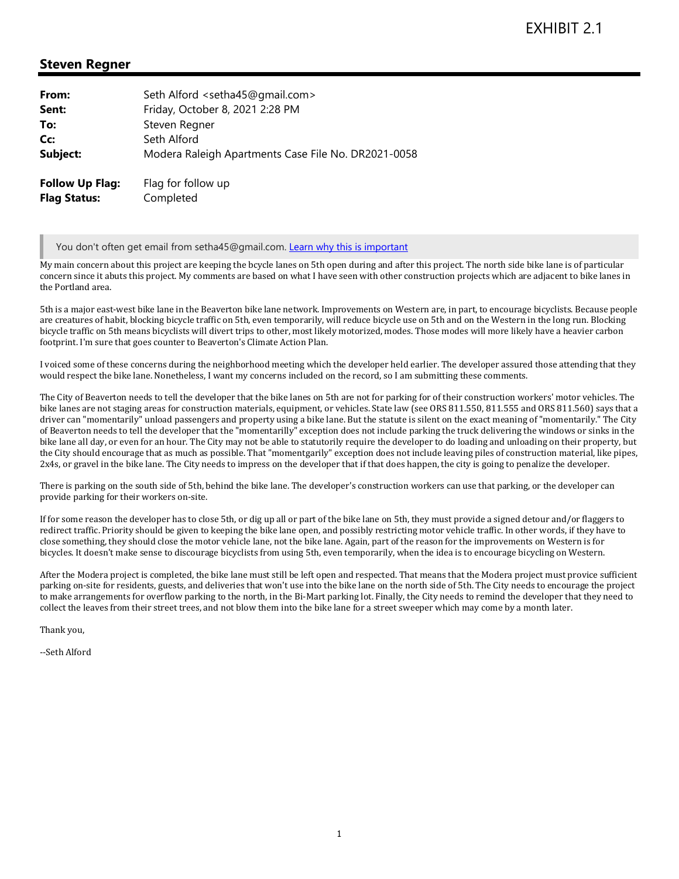EXHIBIT 2.1

## Steven Regner

| | |
|---|---|
| **From:** | Seth Alford <setha45@gmail.com> |
| **Sent:** | Friday, October 8, 2021 2:28 PM |
| **To:** | Steven Regner |
| **Cc:** | Seth Alford |
| **Subject:** | Modera Raleigh Apartments Case File No. DR2021-0058 |
| | |
| **Follow Up Flag:** | Flag for follow up |
| **Flag Status:** | Completed |

> You don't often get email from setha45@gmail.com. [Learn why this is important]

My main concern about this project are keeping the bcycle lanes on 5th open during and after this project. The north side bike lane is of particular concern since it abuts this project. My comments are based on what I have seen with other construction projects which are adjacent to bike lanes in the Portland area.

5th is a major east-west bike lane in the Beaverton bike lane network. Improvements on Western are, in part, to encourage bicyclists. Because people are creatures of habit, blocking bicycle traffic on 5th, even temporarily, will reduce bicycle use on 5th and on the Western in the long run. Blocking bicycle traffic on 5th means bicyclists will divert trips to other, most likely motorized, modes. Those modes will more likely have a heavier carbon footprint. I'm sure that goes counter to Beaverton's Climate Action Plan.

I voiced some of these concerns during the neighborhood meeting which the developer held earlier. The developer assured those attending that they would respect the bike lane. Nonetheless, I want my concerns included on the record, so I am submitting these comments.

The City of Beaverton needs to tell the developer that the bike lanes on 5th are not for parking for of their construction workers' motor vehicles. The bike lanes are not staging areas for construction materials, equipment, or vehicles. State law (see ORS 811.550, 811.555 and ORS 811.560) says that a driver can "momentarily" unload passengers and property using a bike lane. But the statute is silent on the exact meaning of "momentarily." The City of Beaverton needs to tell the developer that the "momentarilly" exception does not include parking the truck delivering the windows or sinks in the bike lane all day, or even for an hour. The City may not be able to statutorily require the developer to do loading and unloading on their property, but the City should encourage that as much as possible. That "momentgarily" exception does not include leaving piles of construction material, like pipes, 2x4s, or gravel in the bike lane. The City needs to impress on the developer that if that does happen, the city is going to penalize the developer.

There is parking on the south side of 5th, behind the bike lane. The developer's construction workers can use that parking, or the developer can provide parking for their workers on-site.

If for some reason the developer has to close 5th, or dig up all or part of the bike lane on 5th, they must provide a signed detour and/or flaggers to redirect traffic. Priority should be given to keeping the bike lane open, and possibly restricting motor vehicle traffic. In other words, if they have to close something, they should close the motor vehicle lane, not the bike lane. Again, part of the reason for the improvements on Western is for bicycles. It doesn't make sense to discourage bicyclists from using 5th, even temporarily, when the idea is to encourage bicycling on Western.

After the Modera project is completed, the bike lane must still be left open and respected. That means that the Modera project must provice sufficient parking on-site for residents, guests, and deliveries that won't use into the bike lane on the north side of 5th. The City needs to encourage the project to make arrangements for overflow parking to the north, in the Bi-Mart parking lot. Finally, the City needs to remind the developer that they need to collect the leaves from their street trees, and not blow them into the bike lane for a street sweeper which may come by a month later.

Thank you,

--Seth Alford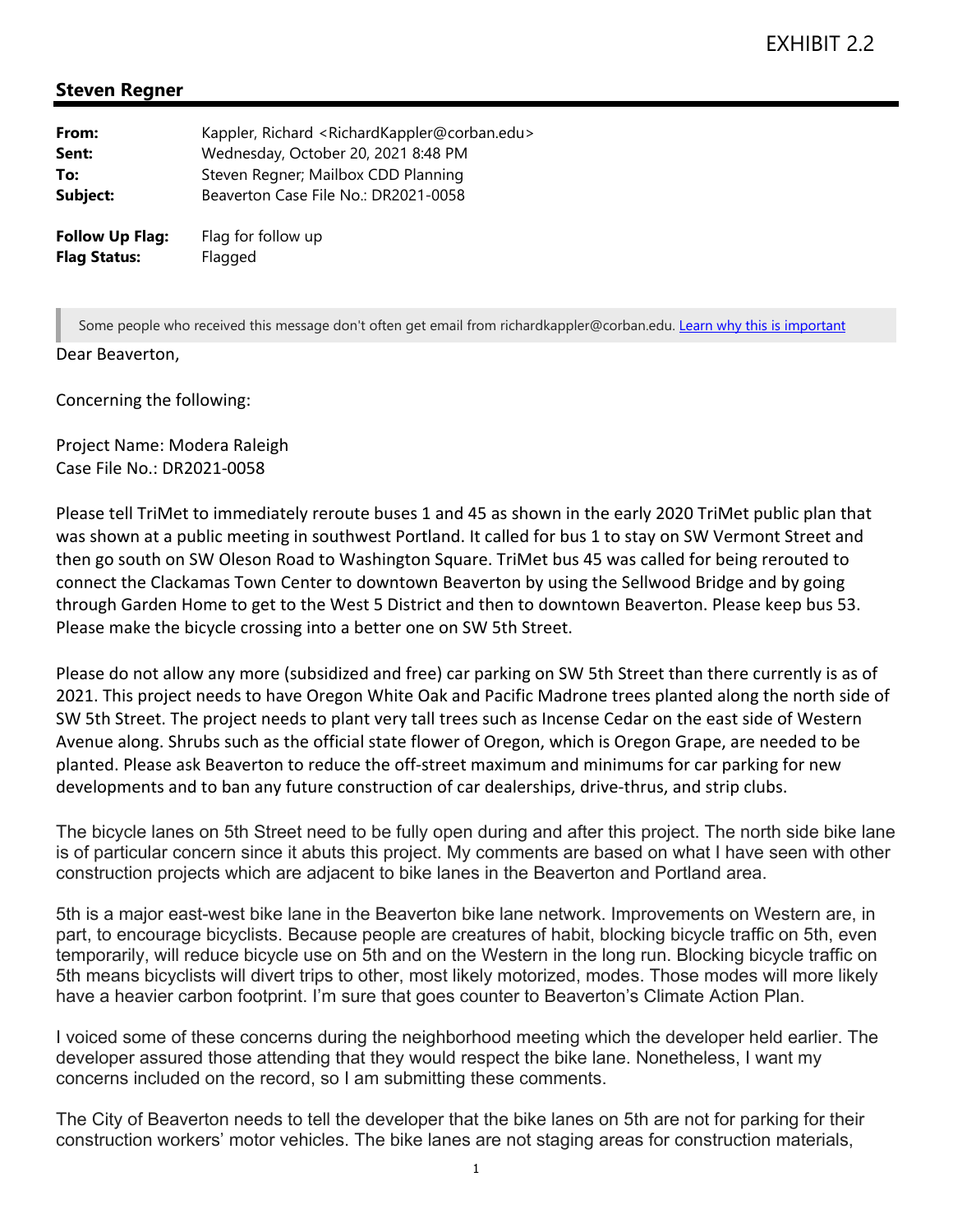EXHIBIT 2.2

## Steven Regner

**From:** Kappler, Richard <RichardKappler@corban.edu>
**Sent:** Wednesday, October 20, 2021 8:48 PM
**To:** Steven Regner; Mailbox CDD Planning
**Subject:** Beaverton Case File No.: DR2021-0058

**Follow Up Flag:** Flag for follow up
**Flag Status:** Flagged

> Some people who received this message don't often get email from richardkappler@corban.edu. Learn why this is important

Dear Beaverton,

Concerning the following:

Project Name: Modera Raleigh
Case File No.: DR2021-0058

Please tell TriMet to immediately reroute buses 1 and 45 as shown in the early 2020 TriMet public plan that was shown at a public meeting in southwest Portland. It called for bus 1 to stay on SW Vermont Street and then go south on SW Oleson Road to Washington Square. TriMet bus 45 was called for being rerouted to connect the Clackamas Town Center to downtown Beaverton by using the Sellwood Bridge and by going through Garden Home to get to the West 5 District and then to downtown Beaverton. Please keep bus 53. Please make the bicycle crossing into a better one on SW 5th Street.

Please do not allow any more (subsidized and free) car parking on SW 5th Street than there currently is as of 2021. This project needs to have Oregon White Oak and Pacific Madrone trees planted along the north side of SW 5th Street. The project needs to plant very tall trees such as Incense Cedar on the east side of Western Avenue along. Shrubs such as the official state flower of Oregon, which is Oregon Grape, are needed to be planted. Please ask Beaverton to reduce the off-street maximum and minimums for car parking for new developments and to ban any future construction of car dealerships, drive-thrus, and strip clubs.

The bicycle lanes on 5th Street need to be fully open during and after this project. The north side bike lane is of particular concern since it abuts this project. My comments are based on what I have seen with other construction projects which are adjacent to bike lanes in the Beaverton and Portland area.

5th is a major east-west bike lane in the Beaverton bike lane network. Improvements on Western are, in part, to encourage bicyclists. Because people are creatures of habit, blocking bicycle traffic on 5th, even temporarily, will reduce bicycle use on 5th and on the Western in the long run. Blocking bicycle traffic on 5th means bicyclists will divert trips to other, most likely motorized, modes. Those modes will more likely have a heavier carbon footprint. I'm sure that goes counter to Beaverton's Climate Action Plan.

I voiced some of these concerns during the neighborhood meeting which the developer held earlier. The developer assured those attending that they would respect the bike lane. Nonetheless, I want my concerns included on the record, so I am submitting these comments.

The City of Beaverton needs to tell the developer that the bike lanes on 5th are not for parking for their construction workers' motor vehicles. The bike lanes are not staging areas for construction materials,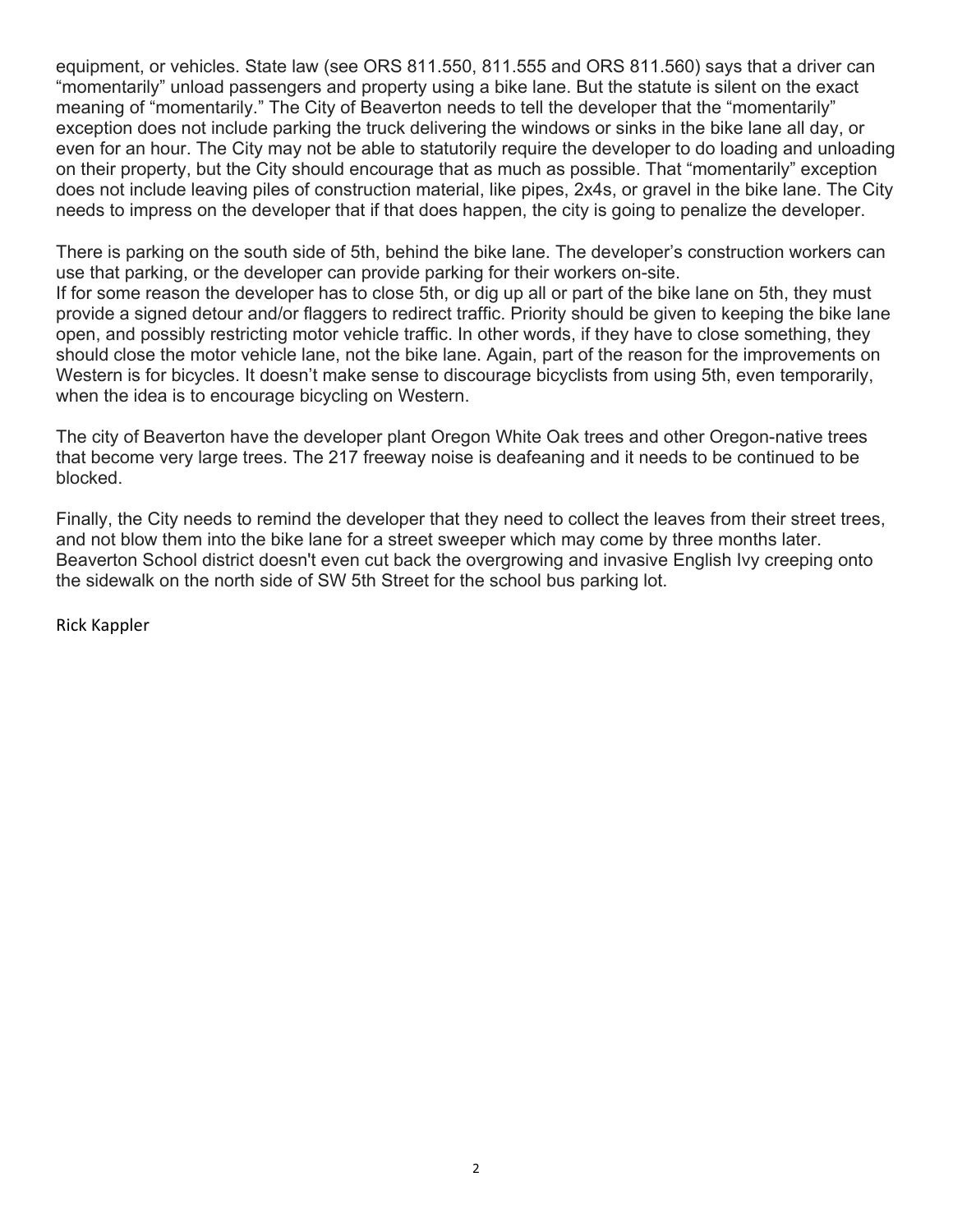equipment, or vehicles. State law (see ORS 811.550, 811.555 and ORS 811.560) says that a driver can "momentarily" unload passengers and property using a bike lane. But the statute is silent on the exact meaning of "momentarily." The City of Beaverton needs to tell the developer that the "momentarily" exception does not include parking the truck delivering the windows or sinks in the bike lane all day, or even for an hour. The City may not be able to statutorily require the developer to do loading and unloading on their property, but the City should encourage that as much as possible. That "momentarily" exception does not include leaving piles of construction material, like pipes, 2x4s, or gravel in the bike lane. The City needs to impress on the developer that if that does happen, the city is going to penalize the developer.

There is parking on the south side of 5th, behind the bike lane. The developer's construction workers can use that parking, or the developer can provide parking for their workers on-site.
If for some reason the developer has to close 5th, or dig up all or part of the bike lane on 5th, they must provide a signed detour and/or flaggers to redirect traffic. Priority should be given to keeping the bike lane open, and possibly restricting motor vehicle traffic. In other words, if they have to close something, they should close the motor vehicle lane, not the bike lane. Again, part of the reason for the improvements on Western is for bicycles. It doesn't make sense to discourage bicyclists from using 5th, even temporarily, when the idea is to encourage bicycling on Western.

The city of Beaverton have the developer plant Oregon White Oak trees and other Oregon-native trees that become very large trees. The 217 freeway noise is deafeaning and it needs to be continued to be blocked.

Finally, the City needs to remind the developer that they need to collect the leaves from their street trees, and not blow them into the bike lane for a street sweeper which may come by three months later. Beaverton School district doesn't even cut back the overgrowing and invasive English Ivy creeping onto the sidewalk on the north side of SW 5th Street for the school bus parking lot.

Rick Kappler